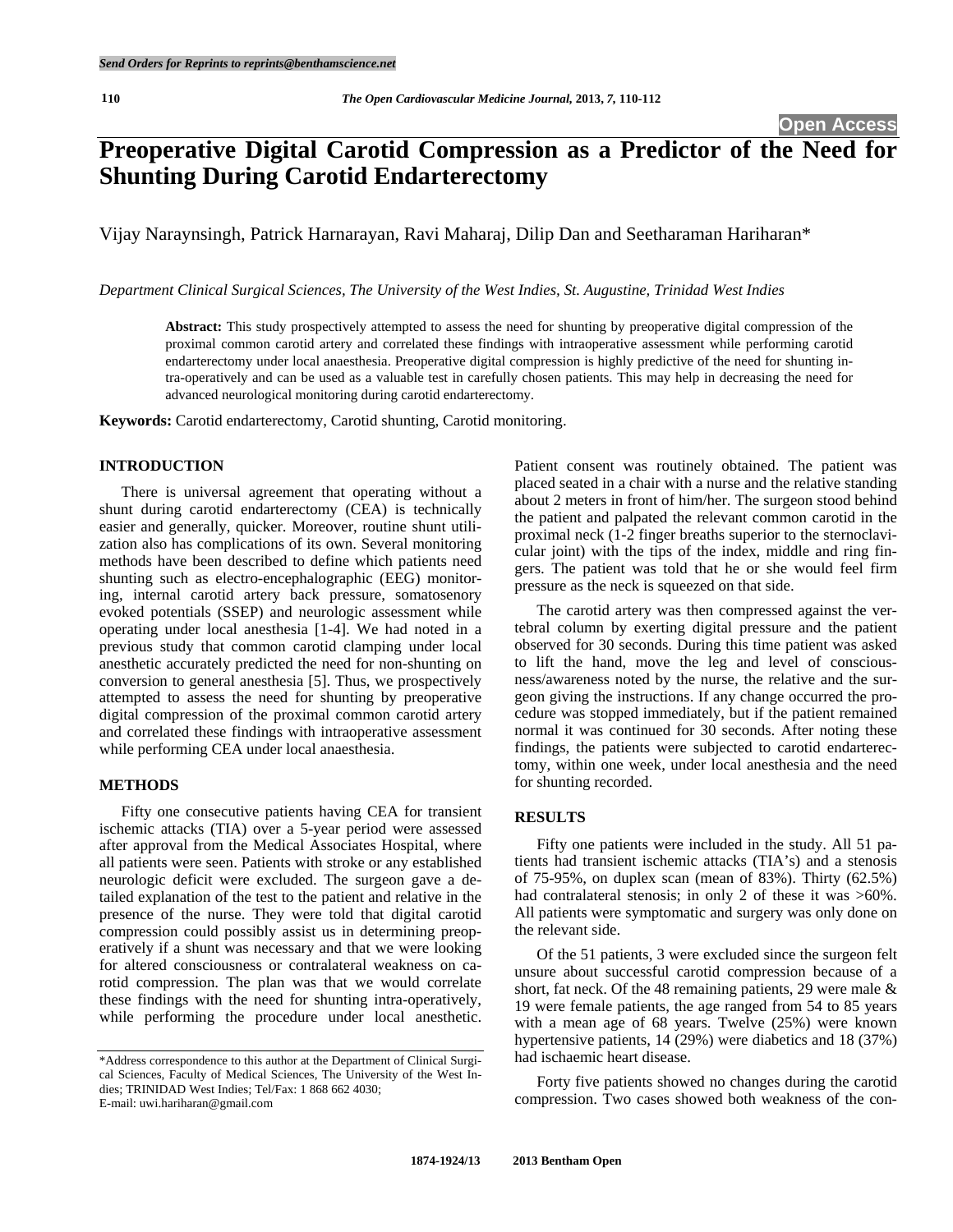# Preoperative Digital Carotid Compression as a Predictor of the Need for Shunting During Carotid Endarterectomy

Vijay Naraynsingh, Patrick Harnarayan, Ravi Maharaj, Dilip Dan and Seetharaman Hariharan*

*Department Clinical Surgical Sciences, The University of the West Indies, St. Augustine, Trinidad West Indies*

**Abstract:** This study prospectively attempted to assess the need for shunting by preoperative digital compression of the proximal common carotid artery and correlated these findings with intraoperative assessment while performing carotid endarterectomy under local anaesthesia. Preoperative digital compression is highly predictive of the need for shunting intra-operatively and can be used as a valuable test in carefully chosen patients. This may help in decreasing the need for advanced neurological monitoring during carotid endarterectomy.

**Keywords:** Carotid endarterectomy, Carotid shunting, Carotid monitoring.

## INTRODUCTION

There is universal agreement that operating without a shunt during carotid endarterectomy (CEA) is technically easier and generally, quicker. Moreover, routine shunt utilization also has complications of its own. Several monitoring methods have been described to define which patients need shunting such as electro-encephalographic (EEG) monitoring, internal carotid artery back pressure, somatosenory evoked potentials (SSEP) and neurologic assessment while operating under local anesthesia [1-4]. We had noted in a previous study that common carotid clamping under local anesthetic accurately predicted the need for non-shunting on conversion to general anesthesia [5]. Thus, we prospectively attempted to assess the need for shunting by preoperative digital compression of the proximal common carotid artery and correlated these findings with intraoperative assessment while performing CEA under local anaesthesia.

## METHODS

Fifty one consecutive patients having CEA for transient ischemic attacks (TIA) over a 5-year period were assessed after approval from the Medical Associates Hospital, where all patients were seen. Patients with stroke or any established neurologic deficit were excluded. The surgeon gave a detailed explanation of the test to the patient and relative in the presence of the nurse. They were told that digital carotid compression could possibly assist us in determining preoperatively if a shunt was necessary and that we were looking for altered consciousness or contralateral weakness on carotid compression. The plan was that we would correlate these findings with the need for shunting intra-operatively, while performing the procedure under local anesthetic. Patient consent was routinely obtained. The patient was placed seated in a chair with a nurse and the relative standing about 2 meters in front of him/her. The surgeon stood behind the patient and palpated the relevant common carotid in the proximal neck (1-2 finger breaths superior to the sternoclavicular joint) with the tips of the index, middle and ring fingers. The patient was told that he or she would feel firm pressure as the neck is squeezed on that side.

The carotid artery was then compressed against the vertebral column by exerting digital pressure and the patient observed for 30 seconds. During this time patient was asked to lift the hand, move the leg and level of consciousness/awareness noted by the nurse, the relative and the surgeon giving the instructions. If any change occurred the procedure was stopped immediately, but if the patient remained normal it was continued for 30 seconds. After noting these findings, the patients were subjected to carotid endarterectomy, within one week, under local anesthesia and the need for shunting recorded.

## RESULTS

Fifty one patients were included in the study. All 51 patients had transient ischemic attacks (TIA's) and a stenosis of 75-95%, on duplex scan (mean of 83%). Thirty (62.5%) had contralateral stenosis; in only 2 of these it was >60%. All patients were symptomatic and surgery was only done on the relevant side.

Of the 51 patients, 3 were excluded since the surgeon felt unsure about successful carotid compression because of a short, fat neck. Of the 48 remaining patients, 29 were male & 19 were female patients, the age ranged from 54 to 85 years with a mean age of 68 years. Twelve (25%) were known hypertensive patients, 14 (29%) were diabetics and 18 (37%) had ischaemic heart disease.

Forty five patients showed no changes during the carotid compression. Two cases showed both weakness of the con-

*Address correspondence to this author at the Department of Clinical Surgical Sciences, Faculty of Medical Sciences, The University of the West Indies; TRINIDAD West Indies; Tel/Fax: 1 868 662 4030; E-mail: uwi.hariharan@gmail.com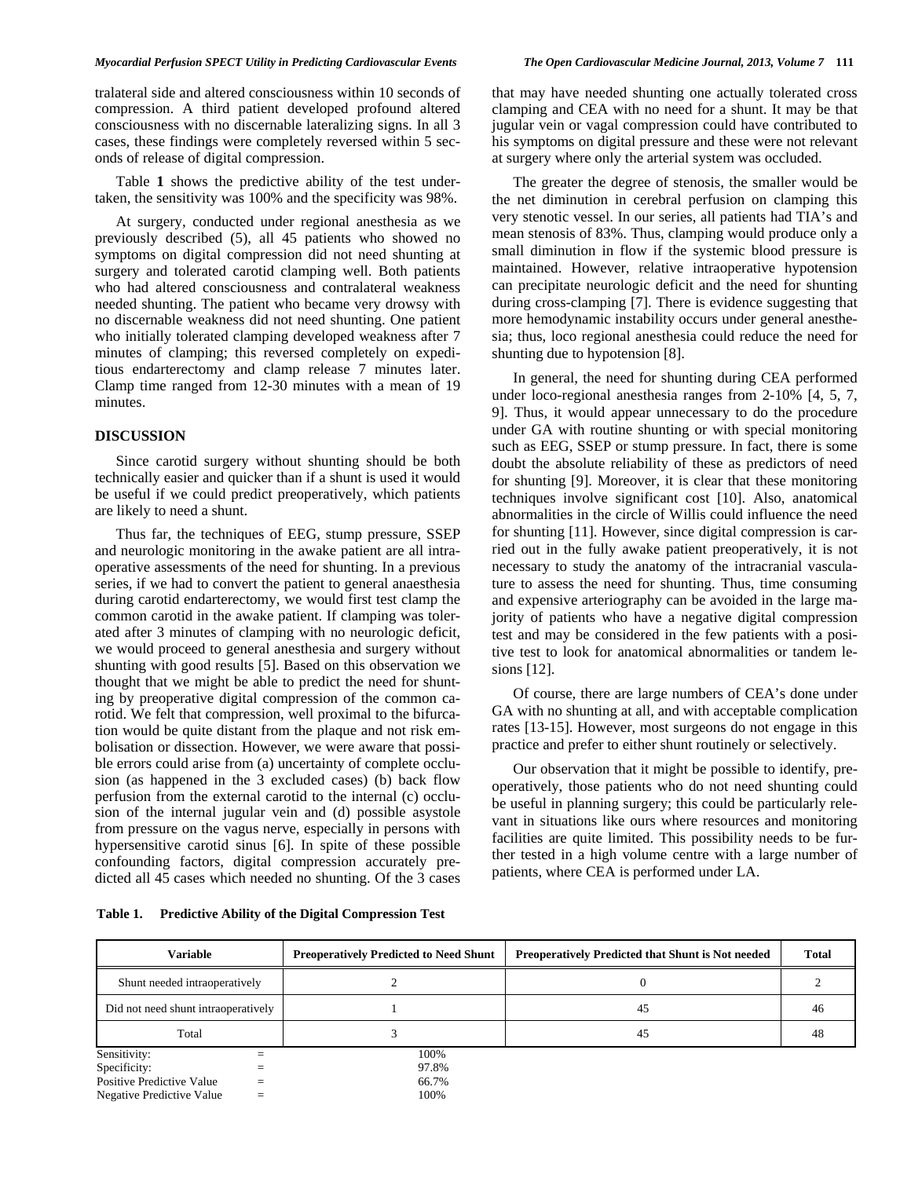tralateral side and altered consciousness within 10 seconds of compression. A third patient developed profound altered consciousness with no discernable lateralizing signs. In all 3 cases, these findings were completely reversed within 5 seconds of release of digital compression.

Table **1** shows the predictive ability of the test undertaken, the sensitivity was 100% and the specificity was 98%.

At surgery, conducted under regional anesthesia as we previously described (5), all 45 patients who showed no symptoms on digital compression did not need shunting at surgery and tolerated carotid clamping well. Both patients who had altered consciousness and contralateral weakness needed shunting. The patient who became very drowsy with no discernable weakness did not need shunting. One patient who initially tolerated clamping developed weakness after 7 minutes of clamping; this reversed completely on expeditious endarterectomy and clamp release 7 minutes later. Clamp time ranged from 12-30 minutes with a mean of 19 minutes.

## DISCUSSION

Since carotid surgery without shunting should be both technically easier and quicker than if a shunt is used it would be useful if we could predict preoperatively, which patients are likely to need a shunt.

Thus far, the techniques of EEG, stump pressure, SSEP and neurologic monitoring in the awake patient are all intraoperative assessments of the need for shunting. In a previous series, if we had to convert the patient to general anaesthesia during carotid endarterectomy, we would first test clamp the common carotid in the awake patient. If clamping was tolerated after 3 minutes of clamping with no neurologic deficit, we would proceed to general anesthesia and surgery without shunting with good results [5]. Based on this observation we thought that we might be able to predict the need for shunting by preoperative digital compression of the common carotid. We felt that compression, well proximal to the bifurcation would be quite distant from the plaque and not risk embolisation or dissection. However, we were aware that possible errors could arise from (a) uncertainty of complete occlusion (as happened in the 3 excluded cases) (b) back flow perfusion from the external carotid to the internal (c) occlusion of the internal jugular vein and (d) possible asystole from pressure on the vagus nerve, especially in persons with hypersensitive carotid sinus [6]. In spite of these possible confounding factors, digital compression accurately predicted all 45 cases which needed no shunting. Of the 3 cases that may have needed shunting one actually tolerated cross clamping and CEA with no need for a shunt. It may be that jugular vein or vagal compression could have contributed to his symptoms on digital pressure and these were not relevant at surgery where only the arterial system was occluded.

The greater the degree of stenosis, the smaller would be the net diminution in cerebral perfusion on clamping this very stenotic vessel. In our series, all patients had TIA's and mean stenosis of 83%. Thus, clamping would produce only a small diminution in flow if the systemic blood pressure is maintained. However, relative intraoperative hypotension can precipitate neurologic deficit and the need for shunting during cross-clamping [7]. There is evidence suggesting that more hemodynamic instability occurs under general anesthesia; thus, loco regional anesthesia could reduce the need for shunting due to hypotension [8].

In general, the need for shunting during CEA performed under loco-regional anesthesia ranges from 2-10% [4, 5, 7, 9]. Thus, it would appear unnecessary to do the procedure under GA with routine shunting or with special monitoring such as EEG, SSEP or stump pressure. In fact, there is some doubt the absolute reliability of these as predictors of need for shunting [9]. Moreover, it is clear that these monitoring techniques involve significant cost [10]. Also, anatomical abnormalities in the circle of Willis could influence the need for shunting [11]. However, since digital compression is carried out in the fully awake patient preoperatively, it is not necessary to study the anatomy of the intracranial vasculature to assess the need for shunting. Thus, time consuming and expensive arteriography can be avoided in the large majority of patients who have a negative digital compression test and may be considered in the few patients with a positive test to look for anatomical abnormalities or tandem lesions [12].

Of course, there are large numbers of CEA's done under GA with no shunting at all, and with acceptable complication rates [13-15]. However, most surgeons do not engage in this practice and prefer to either shunt routinely or selectively.

Our observation that it might be possible to identify, preoperatively, those patients who do not need shunting could be useful in planning surgery; this could be particularly relevant in situations like ours where resources and monitoring facilities are quite limited. This possibility needs to be further tested in a high volume centre with a large number of patients, where CEA is performed under LA.

**Table 1. Predictive Ability of the Digital Compression Test**

| Variable | Preoperatively Predicted to Need Shunt | Preoperatively Predicted that Shunt is Not needed | Total |
|---|---|---|---|
| Shunt needed intraoperatively | 2 | 0 | 2 |
| Did not need shunt intraoperatively | 1 | 45 | 46 |
| Total | 3 | 45 | 48 |

Sensitivity: = 100%
Specificity: = 97.8%
Positive Predictive Value = 66.7%
Negative Predictive Value = 100%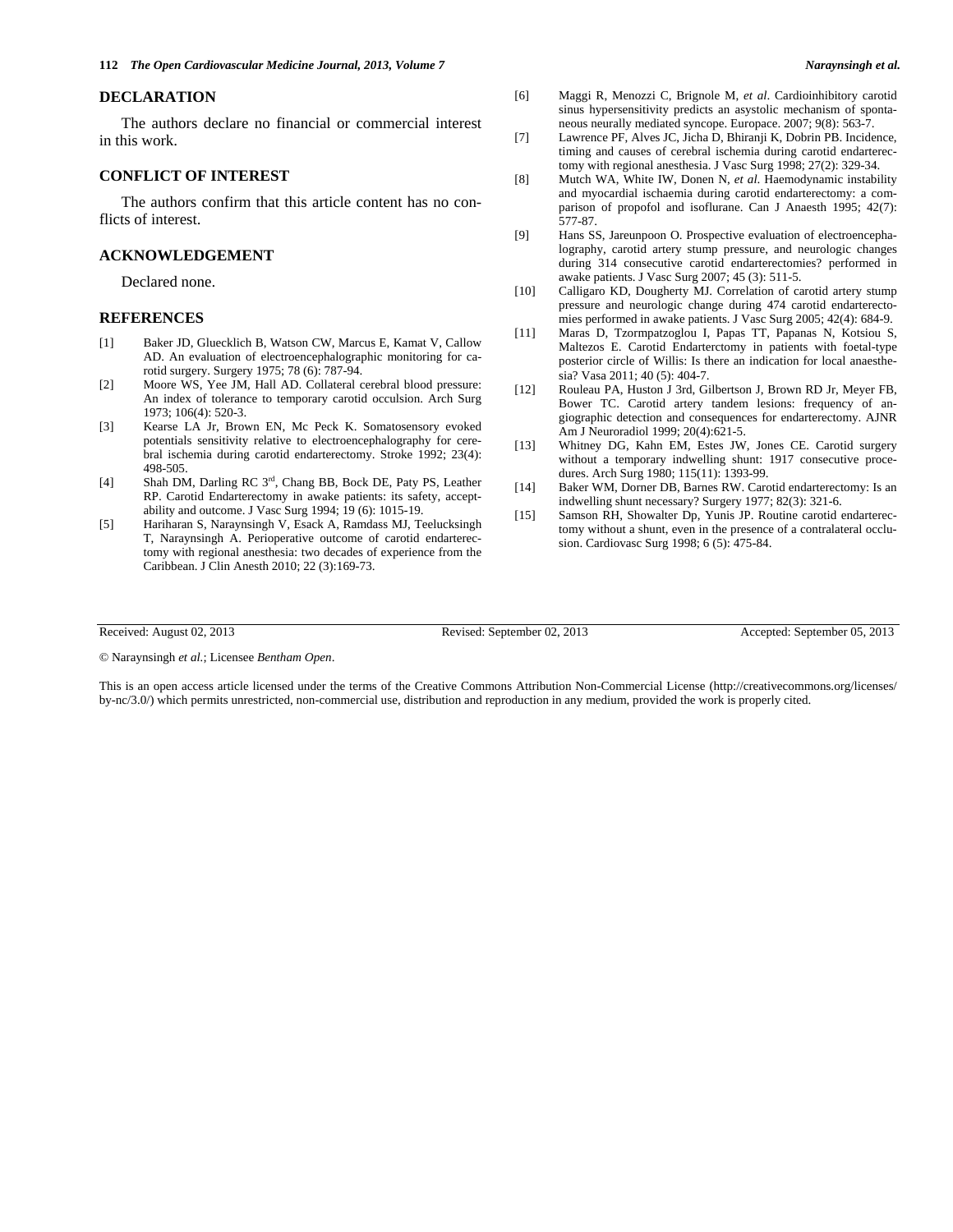## DECLARATION

The authors declare no financial or commercial interest in this work.

## CONFLICT OF INTEREST

The authors confirm that this article content has no conflicts of interest.

## ACKNOWLEDGEMENT

Declared none.

## REFERENCES

[1] Baker JD, Gluecklich B, Watson CW, Marcus E, Kamat V, Callow AD. An evaluation of electroencephalographic monitoring for carotid surgery. Surgery 1975; 78 (6): 787-94.

[2] Moore WS, Yee JM, Hall AD. Collateral cerebral blood pressure: An index of tolerance to temporary carotid occulsion. Arch Surg 1973; 106(4): 520-3.

[3] Kearse LA Jr, Brown EN, Mc Peck K. Somatosensory evoked potentials sensitivity relative to electroencephalography for cerebral ischemia during carotid endarterectomy. Stroke 1992; 23(4): 498-505.

[4] Shah DM, Darling RC 3rd, Chang BB, Bock DE, Paty PS, Leather RP. Carotid Endarterectomy in awake patients: its safety, acceptability and outcome. J Vasc Surg 1994; 19 (6): 1015-19.

[5] Hariharan S, Naraynsingh V, Esack A, Ramdass MJ, Teelucksingh T, Naraynsingh A. Perioperative outcome of carotid endarterectomy with regional anesthesia: two decades of experience from the Caribbean. J Clin Anesth 2010; 22 (3):169-73.

[6] Maggi R, Menozzi C, Brignole M, *et al*. Cardioinhibitory carotid sinus hypersensitivity predicts an asystolic mechanism of spontaneous neurally mediated syncope. Europace. 2007; 9(8): 563-7.

[7] Lawrence PF, Alves JC, Jicha D, Bhiranji K, Dobrin PB. Incidence, timing and causes of cerebral ischemia during carotid endarterectomy with regional anesthesia. J Vasc Surg 1998; 27(2): 329-34.

[8] Mutch WA, White IW, Donen N, *et al*. Haemodynamic instability and myocardial ischaemia during carotid endarterectomy: a comparison of propofol and isoflurane. Can J Anaesth 1995; 42(7): 577-87.

[9] Hans SS, Jareunpoon O. Prospective evaluation of electroencephalography, carotid artery stump pressure, and neurologic changes during 314 consecutive carotid endarterectomies? performed in awake patients. J Vasc Surg 2007; 45 (3): 511-5.

[10] Calligaro KD, Dougherty MJ. Correlation of carotid artery stump pressure and neurologic change during 474 carotid endarterectomies performed in awake patients. J Vasc Surg 2005; 42(4): 684-9.

[11] Maras D, Tzormpatzoglou I, Papas TT, Papanas N, Kotsiou S, Maltezos E. Carotid Endarterctomy in patients with foetal-type posterior circle of Willis: Is there an indication for local anaesthesia? Vasa 2011; 40 (5): 404-7.

[12] Rouleau PA, Huston J 3rd, Gilbertson J, Brown RD Jr, Meyer FB, Bower TC. Carotid artery tandem lesions: frequency of angiographic detection and consequences for endarterectomy. AJNR Am J Neuroradiol 1999; 20(4):621-5.

[13] Whitney DG, Kahn EM, Estes JW, Jones CE. Carotid surgery without a temporary indwelling shunt: 1917 consecutive procedures. Arch Surg 1980; 115(11): 1393-99.

[14] Baker WM, Dorner DB, Barnes RW. Carotid endarterectomy: Is an indwelling shunt necessary? Surgery 1977; 82(3): 321-6.

[15] Samson RH, Showalter Dp, Yunis JP. Routine carotid endarterectomy without a shunt, even in the presence of a contralateral occlusion. Cardiovasc Surg 1998; 6 (5): 475-84.

Received: August 02, 2013 Revised: September 02, 2013 Accepted: September 05, 2013

© Naraynsingh *et al.*; Licensee *Bentham Open*.

This is an open access article licensed under the terms of the Creative Commons Attribution Non-Commercial License (http://creativecommons.org/licenses/by-nc/3.0/) which permits unrestricted, non-commercial use, distribution and reproduction in any medium, provided the work is properly cited.